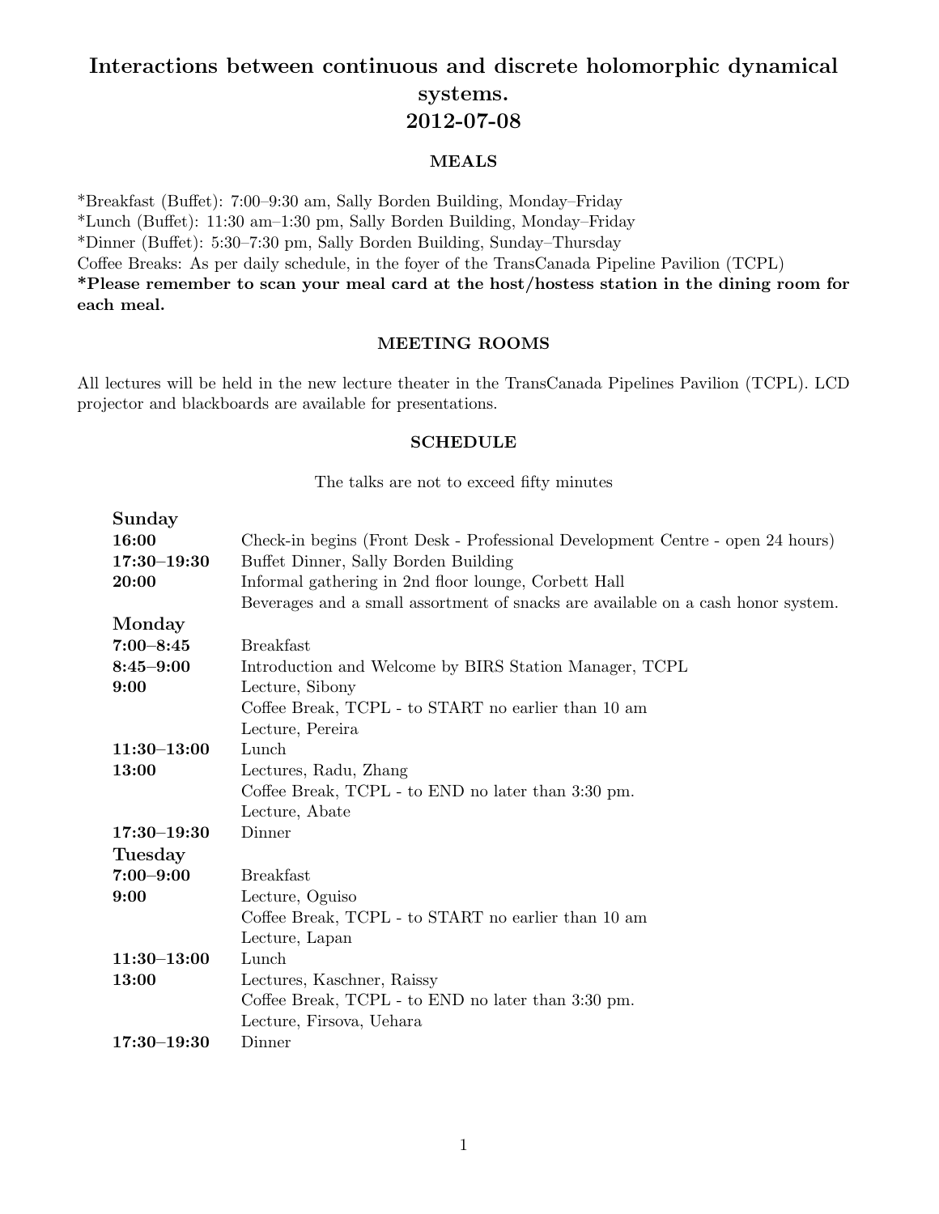# Interactions between continuous and discrete holomorphic dynamical systems. 2012-07-08

## MEALS

*Breakfast (Buffet): 7:00–9:30 am, Sally Borden Building, Monday–Friday
*Lunch (Buffet): 11:30 am–1:30 pm, Sally Borden Building, Monday–Friday
*Dinner (Buffet): 5:30–7:30 pm, Sally Borden Building, Sunday–Thursday
Coffee Breaks: As per daily schedule, in the foyer of the TransCanada Pipeline Pavilion (TCPL)
**\*Please remember to scan your meal card at the host/hostess station in the dining room for each meal.**

## MEETING ROOMS

All lectures will be held in the new lecture theater in the TransCanada Pipelines Pavilion (TCPL). LCD projector and blackboards are available for presentations.

## SCHEDULE

The talks are not to exceed fifty minutes

| | |
|---|---|
| **Sunday** | |
| **16:00** | Check-in begins (Front Desk - Professional Development Centre - open 24 hours) |
| **17:30–19:30** | Buffet Dinner, Sally Borden Building |
| **20:00** | Informal gathering in 2nd floor lounge, Corbett Hall |
| | Beverages and a small assortment of snacks are available on a cash honor system. |
| **Monday** | |
| **7:00–8:45** | Breakfast |
| **8:45–9:00** | Introduction and Welcome by BIRS Station Manager, TCPL |
| **9:00** | Lecture, Sibony |
| | Coffee Break, TCPL - to START no earlier than 10 am |
| | Lecture, Pereira |
| **11:30–13:00** | Lunch |
| **13:00** | Lectures, Radu, Zhang |
| | Coffee Break, TCPL - to END no later than 3:30 pm. |
| | Lecture, Abate |
| **17:30–19:30** | Dinner |
| **Tuesday** | |
| **7:00–9:00** | Breakfast |
| **9:00** | Lecture, Oguiso |
| | Coffee Break, TCPL - to START no earlier than 10 am |
| | Lecture, Lapan |
| **11:30–13:00** | Lunch |
| **13:00** | Lectures, Kaschner, Raissy |
| | Coffee Break, TCPL - to END no later than 3:30 pm. |
| | Lecture, Firsova, Uehara |
| **17:30–19:30** | Dinner |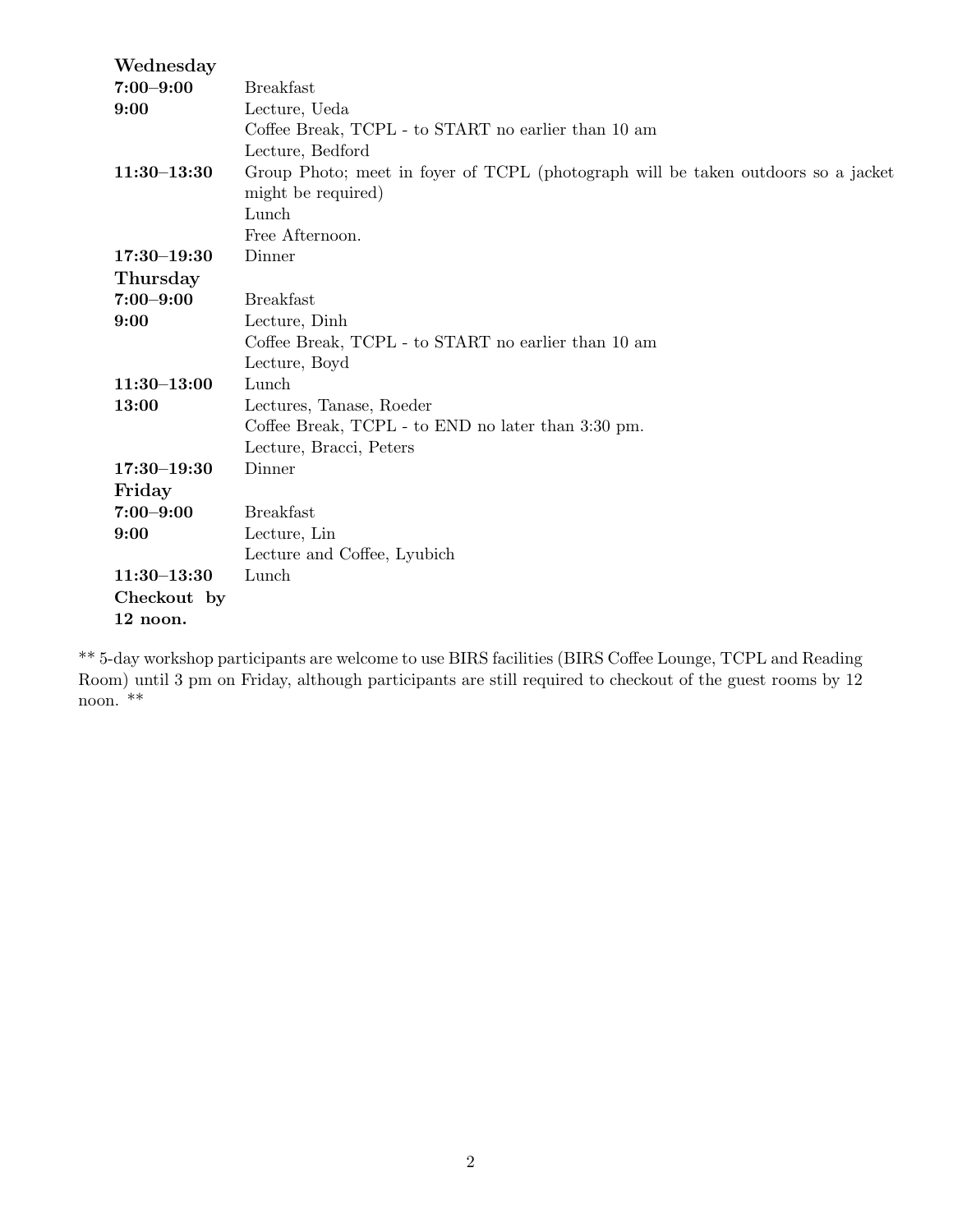| | |
|---|---|
| **Wednesday** | |
| **7:00–9:00** | Breakfast |
| **9:00** | Lecture, Ueda |
| | Coffee Break, TCPL - to START no earlier than 10 am |
| | Lecture, Bedford |
| **11:30–13:30** | Group Photo; meet in foyer of TCPL (photograph will be taken outdoors so a jacket might be required) |
| | Lunch |
| | Free Afternoon. |
| **17:30–19:30** | Dinner |
| **Thursday** | |
| **7:00–9:00** | Breakfast |
| **9:00** | Lecture, Dinh |
| | Coffee Break, TCPL - to START no earlier than 10 am |
| | Lecture, Boyd |
| **11:30–13:00** | Lunch |
| **13:00** | Lectures, Tanase, Roeder |
| | Coffee Break, TCPL - to END no later than 3:30 pm. |
| | Lecture, Bracci, Peters |
| **17:30–19:30** | Dinner |
| **Friday** | |
| **7:00–9:00** | Breakfast |
| **9:00** | Lecture, Lin |
| | Lecture and Coffee, Lyubich |
| **11:30–13:30** | Lunch |
| **Checkout by 12 noon.** | |

** 5-day workshop participants are welcome to use BIRS facilities (BIRS Coffee Lounge, TCPL and Reading Room) until 3 pm on Friday, although participants are still required to checkout of the guest rooms by 12 noon. **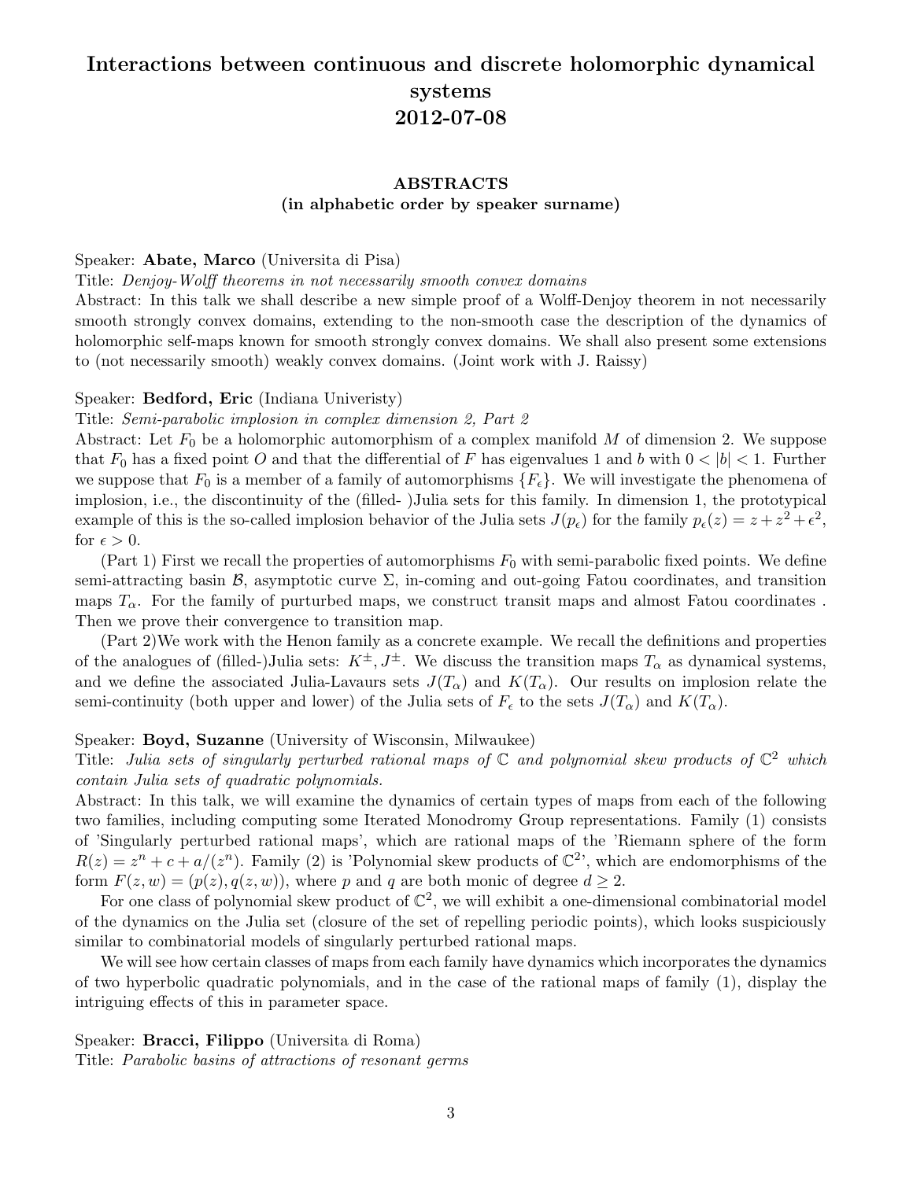# Interactions between continuous and discrete holomorphic dynamical systems
# 2012-07-08

## ABSTRACTS
### (in alphabetic order by speaker surname)

Speaker: **Abate, Marco** (Universita di Pisa)

Title: *Denjoy-Wolff theorems in not necessarily smooth convex domains*

Abstract: In this talk we shall describe a new simple proof of a Wolff-Denjoy theorem in not necessarily smooth strongly convex domains, extending to the non-smooth case the description of the dynamics of holomorphic self-maps known for smooth strongly convex domains. We shall also present some extensions to (not necessarily smooth) weakly convex domains. (Joint work with J. Raissy)

Speaker: **Bedford, Eric** (Indiana Univeristy)

Title: *Semi-parabolic implosion in complex dimension 2, Part 2*

Abstract: Let $F_0$ be a holomorphic automorphism of a complex manifold $M$ of dimension 2. We suppose that $F_0$ has a fixed point $O$ and that the differential of $F$ has eigenvalues 1 and $b$ with $0 < |b| < 1$. Further we suppose that $F_0$ is a member of a family of automorphisms $\{F_\epsilon\}$. We will investigate the phenomena of implosion, i.e., the discontinuity of the (filled- )Julia sets for this family. In dimension 1, the prototypical example of this is the so-called implosion behavior of the Julia sets $J(p_\epsilon)$ for the family $p_\epsilon(z) = z + z^2 + \epsilon^2$, for $\epsilon > 0$.

(Part 1) First we recall the properties of automorphisms $F_0$ with semi-parabolic fixed points. We define semi-attracting basin $\mathcal{B}$, asymptotic curve $\Sigma$, in-coming and out-going Fatou coordinates, and transition maps $T_\alpha$. For the family of purturbed maps, we construct transit maps and almost Fatou coordinates . Then we prove their convergence to transition map.

(Part 2)We work with the Henon family as a concrete example. We recall the definitions and properties of the analogues of (filled-)Julia sets: $K^\pm, J^\pm$. We discuss the transition maps $T_\alpha$ as dynamical systems, and we define the associated Julia-Lavaurs sets $J(T_\alpha)$ and $K(T_\alpha)$. Our results on implosion relate the semi-continuity (both upper and lower) of the Julia sets of $F_\epsilon$ to the sets $J(T_\alpha)$ and $K(T_\alpha)$.

Speaker: **Boyd, Suzanne** (University of Wisconsin, Milwaukee)

Title: *Julia sets of singularly perturbed rational maps of $\mathbb{C}$ and polynomial skew products of $\mathbb{C}^2$ which contain Julia sets of quadratic polynomials.*

Abstract: In this talk, we will examine the dynamics of certain types of maps from each of the following two families, including computing some Iterated Monodromy Group representations. Family (1) consists of 'Singularly perturbed rational maps', which are rational maps of the 'Riemann sphere of the form $R(z) = z^n + c + a/(z^n)$. Family (2) is 'Polynomial skew products of $\mathbb{C}^2$', which are endomorphisms of the form $F(z, w) = (p(z), q(z, w))$, where $p$ and $q$ are both monic of degree $d \geq 2$.

For one class of polynomial skew product of $\mathbb{C}^2$, we will exhibit a one-dimensional combinatorial model of the dynamics on the Julia set (closure of the set of repelling periodic points), which looks suspiciously similar to combinatorial models of singularly perturbed rational maps.

We will see how certain classes of maps from each family have dynamics which incorporates the dynamics of two hyperbolic quadratic polynomials, and in the case of the rational maps of family (1), display the intriguing effects of this in parameter space.

Speaker: **Bracci, Filippo** (Universita di Roma)

Title: *Parabolic basins of attractions of resonant germs*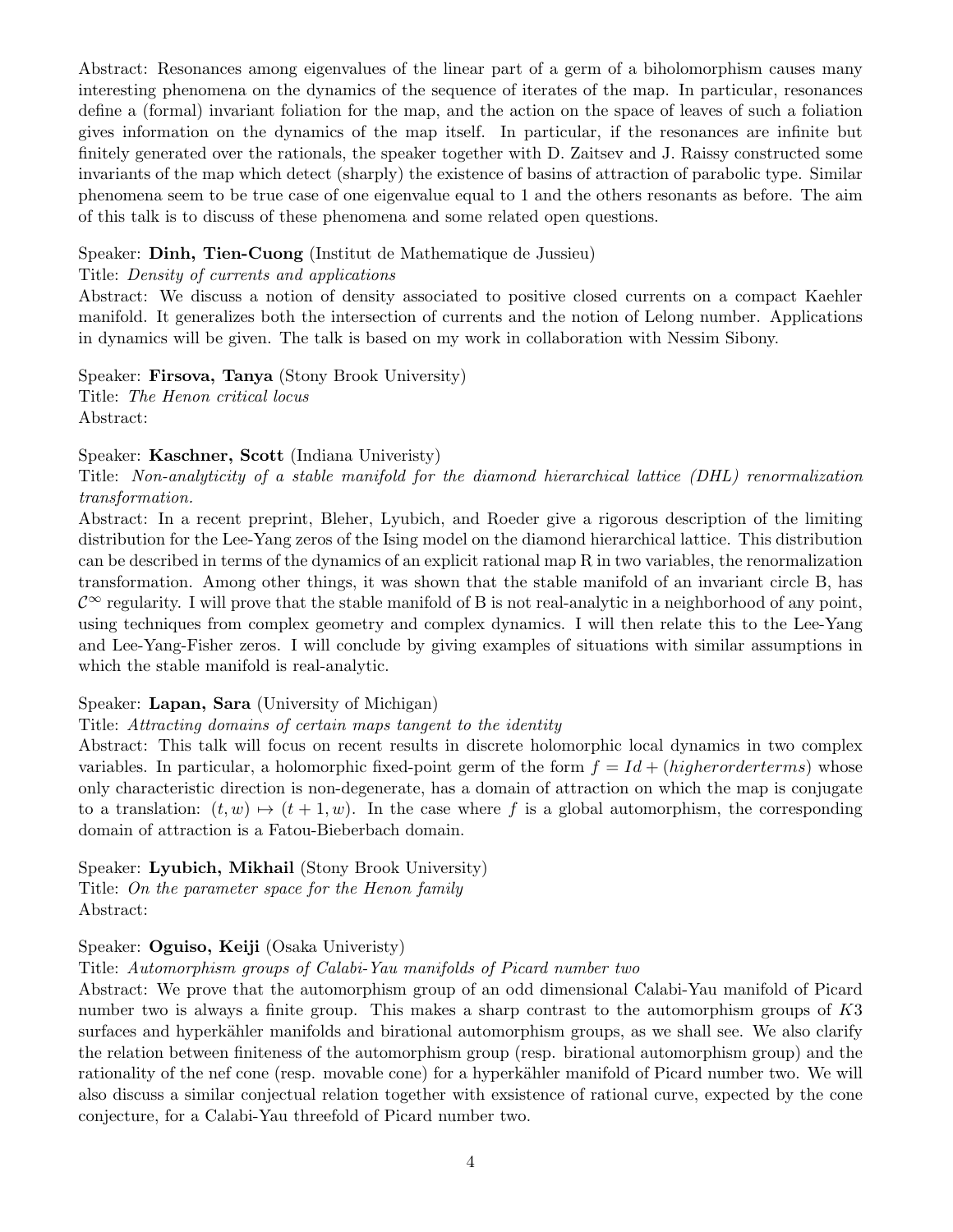Abstract: Resonances among eigenvalues of the linear part of a germ of a biholomorphism causes many interesting phenomena on the dynamics of the sequence of iterates of the map. In particular, resonances define a (formal) invariant foliation for the map, and the action on the space of leaves of such a foliation gives information on the dynamics of the map itself. In particular, if the resonances are infinite but finitely generated over the rationals, the speaker together with D. Zaitsev and J. Raissy constructed some invariants of the map which detect (sharply) the existence of basins of attraction of parabolic type. Similar phenomena seem to be true case of one eigenvalue equal to 1 and the others resonants as before. The aim of this talk is to discuss of these phenomena and some related open questions.

Speaker: **Dinh, Tien-Cuong** (Institut de Mathematique de Jussieu)
Title: *Density of currents and applications*
Abstract: We discuss a notion of density associated to positive closed currents on a compact Kaehler manifold. It generalizes both the intersection of currents and the notion of Lelong number. Applications in dynamics will be given. The talk is based on my work in collaboration with Nessim Sibony.

Speaker: **Firsova, Tanya** (Stony Brook University)
Title: *The Henon critical locus*
Abstract:

Speaker: **Kaschner, Scott** (Indiana Univeristy)
Title: *Non-analyticity of a stable manifold for the diamond hierarchical lattice (DHL) renormalization transformation.*
Abstract: In a recent preprint, Bleher, Lyubich, and Roeder give a rigorous description of the limiting distribution for the Lee-Yang zeros of the Ising model on the diamond hierarchical lattice. This distribution can be described in terms of the dynamics of an explicit rational map R in two variables, the renormalization transformation. Among other things, it was shown that the stable manifold of an invariant circle B, has $\mathcal{C}^\infty$ regularity. I will prove that the stable manifold of B is not real-analytic in a neighborhood of any point, using techniques from complex geometry and complex dynamics. I will then relate this to the Lee-Yang and Lee-Yang-Fisher zeros. I will conclude by giving examples of situations with similar assumptions in which the stable manifold is real-analytic.

Speaker: **Lapan, Sara** (University of Michigan)
Title: *Attracting domains of certain maps tangent to the identity*
Abstract: This talk will focus on recent results in discrete holomorphic local dynamics in two complex variables. In particular, a holomorphic fixed-point germ of the form $f = Id + (higherorderterms)$ whose only characteristic direction is non-degenerate, has a domain of attraction on which the map is conjugate to a translation: $(t, w) \mapsto (t + 1, w)$. In the case where $f$ is a global automorphism, the corresponding domain of attraction is a Fatou-Bieberbach domain.

Speaker: **Lyubich, Mikhail** (Stony Brook University)
Title: *On the parameter space for the Henon family*
Abstract:

Speaker: **Oguiso, Keiji** (Osaka Univeristy)
Title: *Automorphism groups of Calabi-Yau manifolds of Picard number two*
Abstract: We prove that the automorphism group of an odd dimensional Calabi-Yau manifold of Picard number two is always a finite group. This makes a sharp contrast to the automorphism groups of $K3$ surfaces and hyperkähler manifolds and birational automorphism groups, as we shall see. We also clarify the relation between finiteness of the automorphism group (resp. birational automorphism group) and the rationality of the nef cone (resp. movable cone) for a hyperkähler manifold of Picard number two. We will also discuss a similar conjectual relation together with exsistence of rational curve, expected by the cone conjecture, for a Calabi-Yau threefold of Picard number two.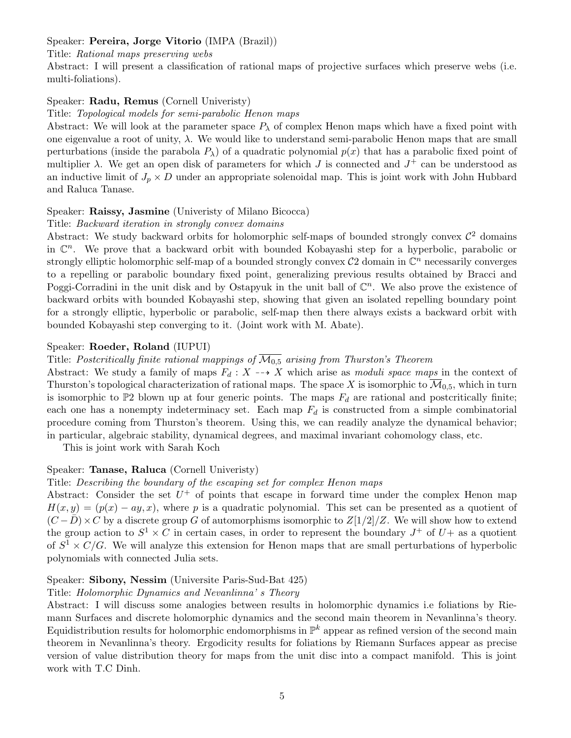Speaker: **Pereira, Jorge Vitorio** (IMPA (Brazil))

Title: *Rational maps preserving webs*

Abstract: I will present a classification of rational maps of projective surfaces which preserve webs (i.e. multi-foliations).

Speaker: **Radu, Remus** (Cornell Univeristy)

Title: *Topological models for semi-parabolic Henon maps*

Abstract: We will look at the parameter space $P_\lambda$ of complex Henon maps which have a fixed point with one eigenvalue a root of unity, $\lambda$. We would like to understand semi-parabolic Henon maps that are small perturbations (inside the parabola $P_\lambda$) of a quadratic polynomial $p(x)$ that has a parabolic fixed point of multiplier $\lambda$. We get an open disk of parameters for which $J$ is connected and $J^+$ can be understood as an inductive limit of $J_p \times D$ under an appropriate solenoidal map. This is joint work with John Hubbard and Raluca Tanase.

Speaker: **Raissy, Jasmine** (Univeristy of Milano Bicocca)

Title: *Backward iteration in strongly convex domains*

Abstract: We study backward orbits for holomorphic self-maps of bounded strongly convex $\mathcal{C}^2$ domains in $\mathbb{C}^n$. We prove that a backward orbit with bounded Kobayashi step for a hyperbolic, parabolic or strongly elliptic holomorphic self-map of a bounded strongly convex $\mathcal{C}2$ domain in $\mathbb{C}^n$ necessarily converges to a repelling or parabolic boundary fixed point, generalizing previous results obtained by Bracci and Poggi-Corradini in the unit disk and by Ostapyuk in the unit ball of $\mathbb{C}^n$. We also prove the existence of backward orbits with bounded Kobayashi step, showing that given an isolated repelling boundary point for a strongly elliptic, hyperbolic or parabolic, self-map then there always exists a backward orbit with bounded Kobayashi step converging to it. (Joint work with M. Abate).

Speaker: **Roeder, Roland** (IUPUI)

Title: *Postcritically finite rational mappings of $\overline{\mathcal{M}_{0,5}}$ arising from Thurston's Theorem*

Abstract: We study a family of maps $F_d : X \dashrightarrow X$ which arise as *moduli space maps* in the context of Thurston's topological characterization of rational maps. The space $X$ is isomorphic to $\overline{\mathcal{M}}_{0,5}$, which in turn is isomorphic to $\mathbb{P}2$ blown up at four generic points. The maps $F_d$ are rational and postcritically finite; each one has a nonempty indeterminacy set. Each map $F_d$ is constructed from a simple combinatorial procedure coming from Thurston's theorem. Using this, we can readily analyze the dynamical behavior; in particular, algebraic stability, dynamical degrees, and maximal invariant cohomology class, etc.

This is joint work with Sarah Koch

Speaker: **Tanase, Raluca** (Cornell Univeristy)

Title: *Describing the boundary of the escaping set for complex Henon maps*

Abstract: Consider the set $U^+$ of points that escape in forward time under the complex Henon map $H(x, y) = (p(x) - ay, x)$, where $p$ is a quadratic polynomial. This set can be presented as a quotient of $(C - \bar{D}) \times C$ by a discrete group $G$ of automorphisms isomorphic to $Z[1/2]/Z$. We will show how to extend the group action to $S^1 \times C$ in certain cases, in order to represent the boundary $J^+$ of $U+$ as a quotient of $S^1 \times C/G$. We will analyze this extension for Henon maps that are small perturbations of hyperbolic polynomials with connected Julia sets.

Speaker: **Sibony, Nessim** (Universite Paris-Sud-Bat 425)

Title: *Holomorphic Dynamics and Nevanlinna' s Theory*

Abstract: I will discuss some analogies between results in holomorphic dynamics i.e foliations by Riemann Surfaces and discrete holomorphic dynamics and the second main theorem in Nevanlinna's theory. Equidistribution results for holomorphic endomorphisms in $\mathbb{P}^k$ appear as refined version of the second main theorem in Nevanlinna's theory. Ergodicity results for foliations by Riemann Surfaces appear as precise version of value distribution theory for maps from the unit disc into a compact manifold. This is joint work with T.C Dinh.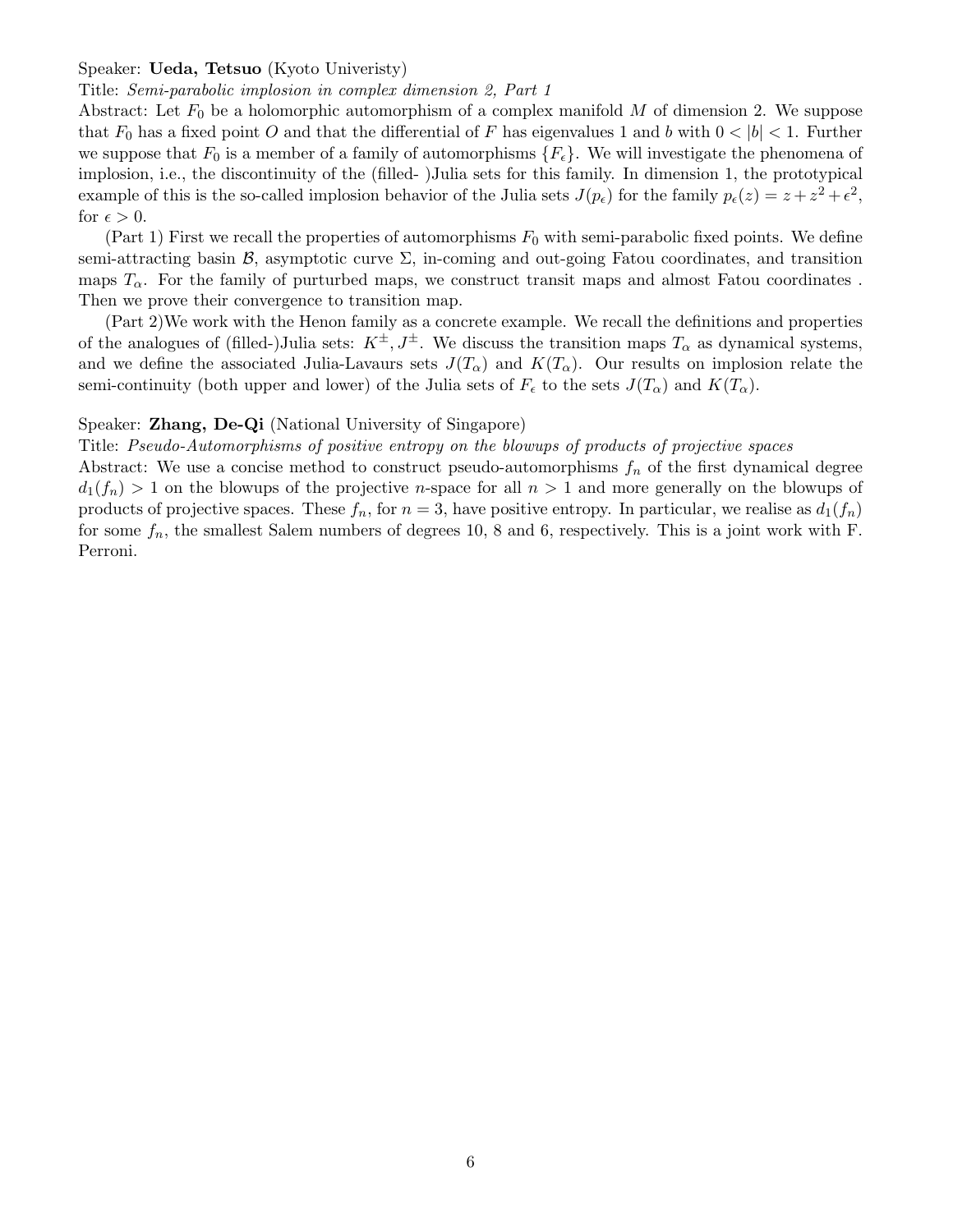Speaker: **Ueda, Tetsuo** (Kyoto Univeristy)

Title: *Semi-parabolic implosion in complex dimension 2, Part 1*

Abstract: Let $F_0$ be a holomorphic automorphism of a complex manifold $M$ of dimension 2. We suppose that $F_0$ has a fixed point $O$ and that the differential of $F$ has eigenvalues 1 and $b$ with $0 < |b| < 1$. Further we suppose that $F_0$ is a member of a family of automorphisms $\{F_\epsilon\}$. We will investigate the phenomena of implosion, i.e., the discontinuity of the (filled- )Julia sets for this family. In dimension 1, the prototypical example of this is the so-called implosion behavior of the Julia sets $J(p_\epsilon)$ for the family $p_\epsilon(z) = z + z^2 + \epsilon^2$, for $\epsilon > 0$.

(Part 1) First we recall the properties of automorphisms $F_0$ with semi-parabolic fixed points. We define semi-attracting basin $\mathcal{B}$, asymptotic curve $\Sigma$, in-coming and out-going Fatou coordinates, and transition maps $T_\alpha$. For the family of purturbed maps, we construct transit maps and almost Fatou coordinates . Then we prove their convergence to transition map.

(Part 2)We work with the Henon family as a concrete example. We recall the definitions and properties of the analogues of (filled-)Julia sets: $K^\pm, J^\pm$. We discuss the transition maps $T_\alpha$ as dynamical systems, and we define the associated Julia-Lavaurs sets $J(T_\alpha)$ and $K(T_\alpha)$. Our results on implosion relate the semi-continuity (both upper and lower) of the Julia sets of $F_\epsilon$ to the sets $J(T_\alpha)$ and $K(T_\alpha)$.

Speaker: **Zhang, De-Qi** (National University of Singapore)

Title: *Pseudo-Automorphisms of positive entropy on the blowups of products of projective spaces*

Abstract: We use a concise method to construct pseudo-automorphisms $f_n$ of the first dynamical degree $d_1(f_n) > 1$ on the blowups of the projective $n$-space for all $n > 1$ and more generally on the blowups of products of projective spaces. These $f_n$, for $n = 3$, have positive entropy. In particular, we realise as $d_1(f_n)$ for some $f_n$, the smallest Salem numbers of degrees 10, 8 and 6, respectively. This is a joint work with F. Perroni.